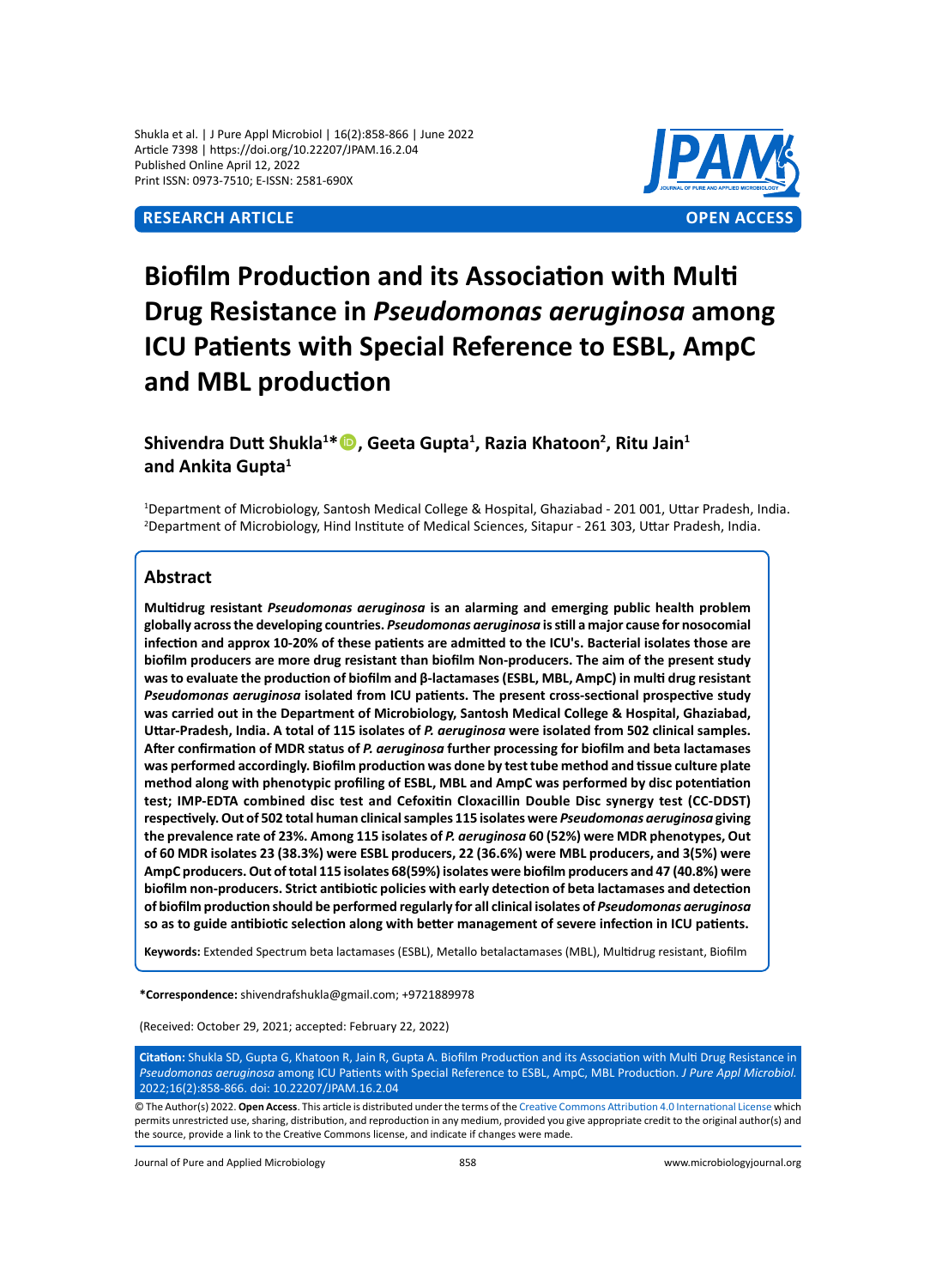**RESEARCH ARTICLE** **OPEN ACCESS**

# Biofilm Production and its Association with Multi Drug Resistance in *Pseudomonas aeruginosa* among ICU Patients with Special Reference to ESBL, AmpC and MBL production

**Shivendra Dutt Shukla[1]*, Geeta Gupta[1], Razia Khatoon[2], Ritu Jain[1] and Ankita Gupta[1]**

[1]Department of Microbiology, Santosh Medical College & Hospital, Ghaziabad - 201 001, Uttar Pradesh, India.
[2]Department of Microbiology, Hind Institute of Medical Sciences, Sitapur - 261 303, Uttar Pradesh, India.

## Abstract

**Multidrug resistant *Pseudomonas aeruginosa* is an alarming and emerging public health problem globally across the developing countries. *Pseudomonas aeruginosa* is still a major cause for nosocomial infection and approx 10-20% of these patients are admitted to the ICU's. Bacterial isolates those are biofilm producers are more drug resistant than biofilm Non-producers. The aim of the present study was to evaluate the production of biofilm and β-lactamases (ESBL, MBL, AmpC) in multi drug resistant *Pseudomonas aeruginosa* isolated from ICU patients. The present cross-sectional prospective study was carried out in the Department of Microbiology, Santosh Medical College & Hospital, Ghaziabad, Uttar-Pradesh, India. A total of 115 isolates of *P. aeruginosa* were isolated from 502 clinical samples. After confirmation of MDR status of *P. aeruginosa* further processing for biofilm and beta lactamases was performed accordingly. Biofilm production was done by test tube method and tissue culture plate method along with phenotypic profiling of ESBL, MBL and AmpC was performed by disc potentiation test; IMP-EDTA combined disc test and Cefoxitin Cloxacillin Double Disc synergy test (CC-DDST) respectively. Out of 502 total human clinical samples 115 isolates were *Pseudomonas aeruginosa* giving the prevalence rate of 23%. Among 115 isolates of *P. aeruginosa* 60 (52%) were MDR phenotypes, Out of 60 MDR isolates 23 (38.3%) were ESBL producers, 22 (36.6%) were MBL producers, and 3(5%) were AmpC producers. Out of total 115 isolates 68(59%) isolates were biofilm producers and 47 (40.8%) were biofilm non-producers. Strict antibiotic policies with early detection of beta lactamases and detection of biofilm production should be performed regularly for all clinical isolates of *Pseudomonas aeruginosa* so as to guide antibiotic selection along with better management of severe infection in ICU patients.**

**Keywords:** Extended Spectrum beta lactamases (ESBL), Metallo betalactamases (MBL), Multidrug resistant, Biofilm

***Correspondence:** shivendrafshukla@gmail.com; +9721889978

(Received: October 29, 2021; accepted: February 22, 2022)

**Citation:** Shukla SD, Gupta G, Khatoon R, Jain R, Gupta A. Biofilm Production and its Association with Multi Drug Resistance in *Pseudomonas aeruginosa* among ICU Patients with Special Reference to ESBL, AmpC, MBL Production. *J Pure Appl Microbiol.* 2022;16(2):858-866. doi: 10.22207/JPAM.16.2.04

© The Author(s) 2022. **Open Access**. This article is distributed under the terms of the Creative Commons Attribution 4.0 International License which permits unrestricted use, sharing, distribution, and reproduction in any medium, provided you give appropriate credit to the original author(s) and the source, provide a link to the Creative Commons license, and indicate if changes were made.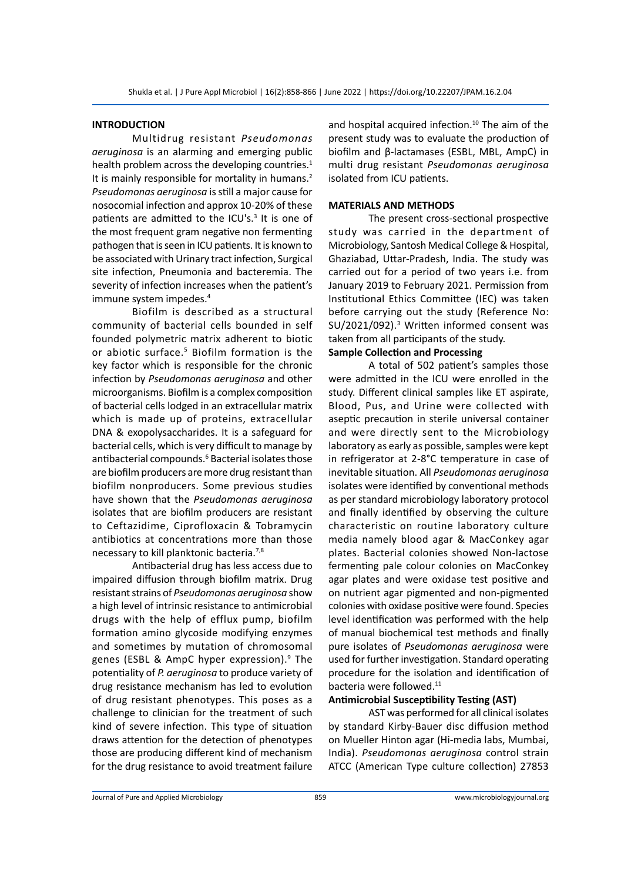## INTRODUCTION

Multidrug resistant *Pseudomonas aeruginosa* is an alarming and emerging public health problem across the developing countries.[1] It is mainly responsible for mortality in humans.[2] *Pseudomonas aeruginosa* is still a major cause for nosocomial infection and approx 10-20% of these patients are admitted to the ICU's.[3] It is one of the most frequent gram negative non fermenting pathogen that is seen in ICU patients. It is known to be associated with Urinary tract infection, Surgical site infection, Pneumonia and bacteremia. The severity of infection increases when the patient's immune system impedes.[4]

Biofilm is described as a structural community of bacterial cells bounded in self founded polymetric matrix adherent to biotic or abiotic surface.[5] Biofilm formation is the key factor which is responsible for the chronic infection by *Pseudomonas aeruginosa* and other microorganisms. Biofilm is a complex composition of bacterial cells lodged in an extracellular matrix which is made up of proteins, extracellular DNA & exopolysaccharides. It is a safeguard for bacterial cells, which is very difficult to manage by antibacterial compounds.[6] Bacterial isolates those are biofilm producers are more drug resistant than biofilm nonproducers. Some previous studies have shown that the *Pseudomonas aeruginosa* isolates that are biofilm producers are resistant to Ceftazidime, Ciprofloxacin & Tobramycin antibiotics at concentrations more than those necessary to kill planktonic bacteria.[7,8]

Antibacterial drug has less access due to impaired diffusion through biofilm matrix. Drug resistant strains of *Pseudomonas aeruginosa* show a high level of intrinsic resistance to antimicrobial drugs with the help of efflux pump, biofilm formation amino glycoside modifying enzymes and sometimes by mutation of chromosomal genes (ESBL & AmpC hyper expression).[9] The potentiality of *P. aeruginosa* to produce variety of drug resistance mechanism has led to evolution of drug resistant phenotypes. This poses as a challenge to clinician for the treatment of such kind of severe infection. This type of situation draws attention for the detection of phenotypes those are producing different kind of mechanism for the drug resistance to avoid treatment failure and hospital acquired infection.[10] The aim of the present study was to evaluate the production of biofilm and β-lactamases (ESBL, MBL, AmpC) in multi drug resistant *Pseudomonas aeruginosa* isolated from ICU patients.

## MATERIALS AND METHODS

The present cross-sectional prospective study was carried in the department of Microbiology, Santosh Medical College & Hospital, Ghaziabad, Uttar-Pradesh, India. The study was carried out for a period of two years i.e. from January 2019 to February 2021. Permission from Institutional Ethics Committee (IEC) was taken before carrying out the study (Reference No: SU/2021/092).[3] Written informed consent was taken from all participants of the study.

### Sample Collection and Processing

A total of 502 patient's samples those were admitted in the ICU were enrolled in the study. Different clinical samples like ET aspirate, Blood, Pus, and Urine were collected with aseptic precaution in sterile universal container and were directly sent to the Microbiology laboratory as early as possible, samples were kept in refrigerator at 2-8°C temperature in case of inevitable situation. All *Pseudomonas aeruginosa* isolates were identified by conventional methods as per standard microbiology laboratory protocol and finally identified by observing the culture characteristic on routine laboratory culture media namely blood agar & MacConkey agar plates. Bacterial colonies showed Non-lactose fermenting pale colour colonies on MacConkey agar plates and were oxidase test positive and on nutrient agar pigmented and non-pigmented colonies with oxidase positive were found. Species level identification was performed with the help of manual biochemical test methods and finally pure isolates of *Pseudomonas aeruginosa* were used for further investigation. Standard operating procedure for the isolation and identification of bacteria were followed.[11]

### Antimicrobial Susceptibility Testing (AST)

AST was performed for all clinical isolates by standard Kirby-Bauer disc diffusion method on Mueller Hinton agar (Hi-media labs, Mumbai, India). *Pseudomonas aeruginosa* control strain ATCC (American Type culture collection) 27853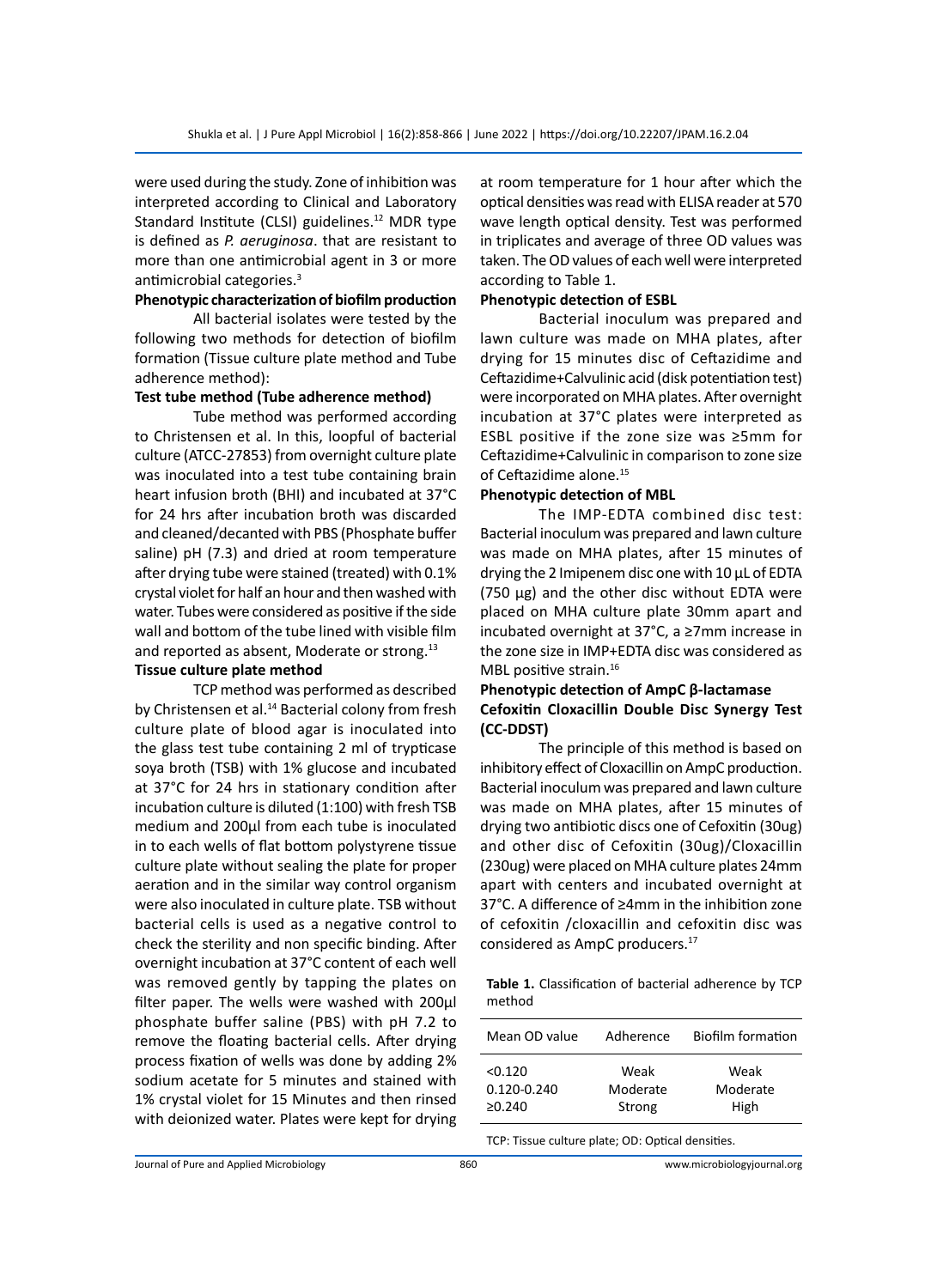were used during the study. Zone of inhibition was interpreted according to Clinical and Laboratory Standard Institute (CLSI) guidelines.[12] MDR type is defined as *P. aeruginosa*. that are resistant to more than one antimicrobial agent in 3 or more antimicrobial categories.[3]

**Phenotypic characterization of biofilm production**

All bacterial isolates were tested by the following two methods for detection of biofilm formation (Tissue culture plate method and Tube adherence method):

**Test tube method (Tube adherence method)**

Tube method was performed according to Christensen et al. In this, loopful of bacterial culture (ATCC-27853) from overnight culture plate was inoculated into a test tube containing brain heart infusion broth (BHI) and incubated at 37°C for 24 hrs after incubation broth was discarded and cleaned/decanted with PBS (Phosphate buffer saline) pH (7.3) and dried at room temperature after drying tube were stained (treated) with 0.1% crystal violet for half an hour and then washed with water. Tubes were considered as positive if the side wall and bottom of the tube lined with visible film and reported as absent, Moderate or strong.[13]

**Tissue culture plate method**

TCP method was performed as described by Christensen et al.[14] Bacterial colony from fresh culture plate of blood agar is inoculated into the glass test tube containing 2 ml of trypticase soya broth (TSB) with 1% glucose and incubated at 37°C for 24 hrs in stationary condition after incubation culture is diluted (1:100) with fresh TSB medium and 200µl from each tube is inoculated in to each wells of flat bottom polystyrene tissue culture plate without sealing the plate for proper aeration and in the similar way control organism were also inoculated in culture plate. TSB without bacterial cells is used as a negative control to check the sterility and non specific binding. After overnight incubation at 37°C content of each well was removed gently by tapping the plates on filter paper. The wells were washed with 200µl phosphate buffer saline (PBS) with pH 7.2 to remove the floating bacterial cells. After drying process fixation of wells was done by adding 2% sodium acetate for 5 minutes and stained with 1% crystal violet for 15 Minutes and then rinsed with deionized water. Plates were kept for drying at room temperature for 1 hour after which the optical densities was read with ELISA reader at 570 wave length optical density. Test was performed in triplicates and average of three OD values was taken. The OD values of each well were interpreted according to Table 1.

**Phenotypic detection of ESBL**

Bacterial inoculum was prepared and lawn culture was made on MHA plates, after drying for 15 minutes disc of Ceftazidime and Ceftazidime+Calvulinic acid (disk potentiation test) were incorporated on MHA plates. After overnight incubation at 37°C plates were interpreted as ESBL positive if the zone size was ≥5mm for Ceftazidime+Calvulinic in comparison to zone size of Ceftazidime alone.[15]

**Phenotypic detection of MBL**

The IMP-EDTA combined disc test: Bacterial inoculum was prepared and lawn culture was made on MHA plates, after 15 minutes of drying the 2 Imipenem disc one with 10 µL of EDTA (750 µg) and the other disc without EDTA were placed on MHA culture plate 30mm apart and incubated overnight at 37°C, a ≥7mm increase in the zone size in IMP+EDTA disc was considered as MBL positive strain.[16]

**Phenotypic detection of AmpC β-lactamase Cefoxitin Cloxacillin Double Disc Synergy Test (CC-DDST)**

The principle of this method is based on inhibitory effect of Cloxacillin on AmpC production. Bacterial inoculum was prepared and lawn culture was made on MHA plates, after 15 minutes of drying two antibiotic discs one of Cefoxitin (30ug) and other disc of Cefoxitin (30ug)/Cloxacillin (230ug) were placed on MHA culture plates 24mm apart with centers and incubated overnight at 37°C. A difference of ≥4mm in the inhibition zone of cefoxitin /cloxacillin and cefoxitin disc was considered as AmpC producers.[17]

**Table 1.** Classification of bacterial adherence by TCP method

| Mean OD value | Adherence | Biofilm formation |
|---|---|---|
| <0.120 | Weak | Weak |
| 0.120-0.240 | Moderate | Moderate |
| ≥0.240 | Strong | High |

TCP: Tissue culture plate; OD: Optical densities.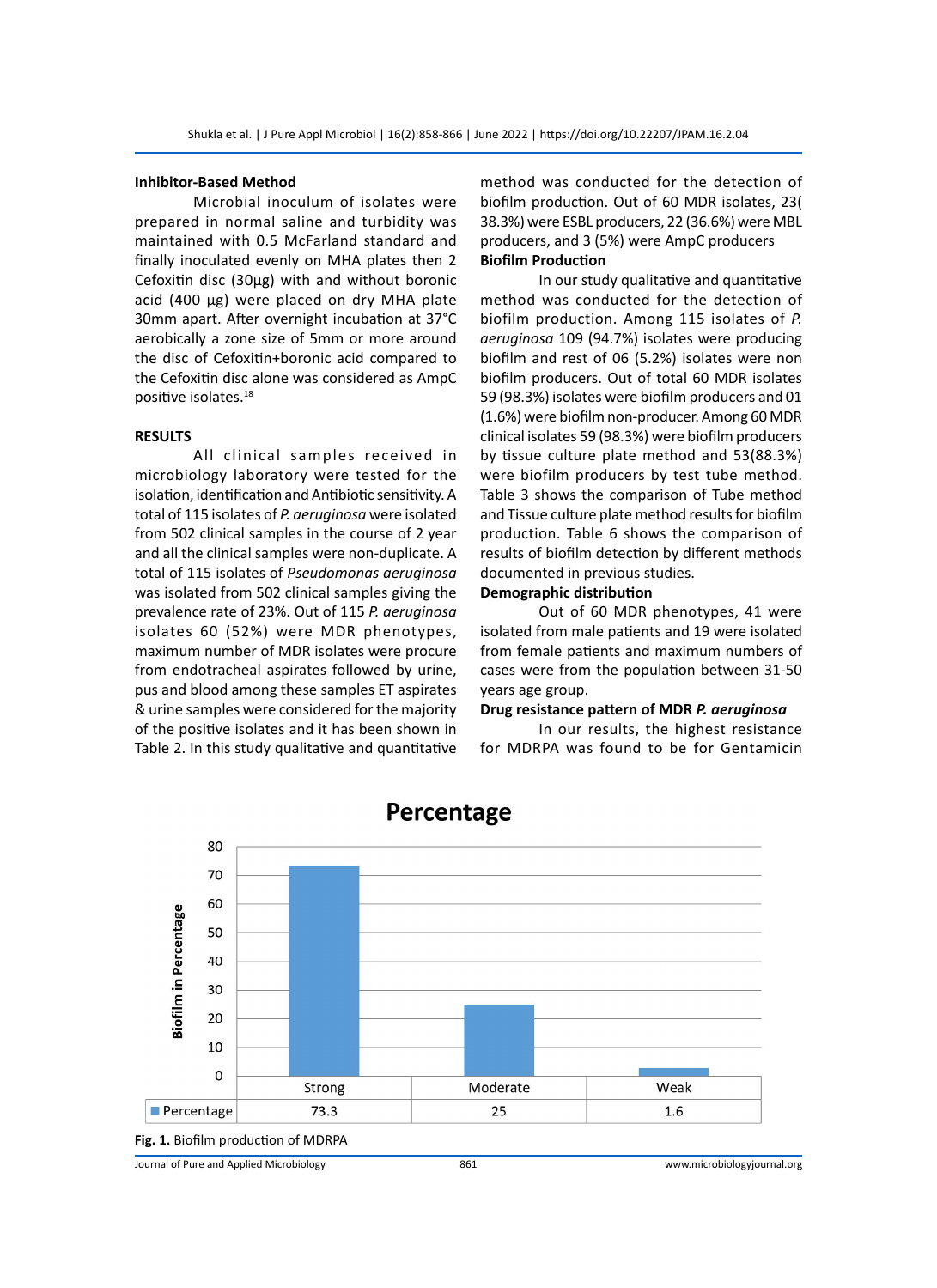### Inhibitor-Based Method

Microbial inoculum of isolates were prepared in normal saline and turbidity was maintained with 0.5 McFarland standard and finally inoculated evenly on MHA plates then 2 Cefoxitin disc (30µg) with and without boronic acid (400 µg) were placed on dry MHA plate 30mm apart. After overnight incubation at 37°C aerobically a zone size of 5mm or more around the disc of Cefoxitin+boronic acid compared to the Cefoxitin disc alone was considered as AmpC positive isolates.[18]

## RESULTS

All clinical samples received in microbiology laboratory were tested for the isolation, identification and Antibiotic sensitivity. A total of 115 isolates of *P. aeruginosa* were isolated from 502 clinical samples in the course of 2 year and all the clinical samples were non-duplicate. A total of 115 isolates of *Pseudomonas aeruginosa* was isolated from 502 clinical samples giving the prevalence rate of 23%. Out of 115 *P. aeruginosa* isolates 60 (52%) were MDR phenotypes, maximum number of MDR isolates were procure from endotracheal aspirates followed by urine, pus and blood among these samples ET aspirates & urine samples were considered for the majority of the positive isolates and it has been shown in Table 2. In this study qualitative and quantitative method was conducted for the detection of biofilm production. Out of 60 MDR isolates, 23( 38.3%) were ESBL producers, 22 (36.6%) were MBL producers, and 3 (5%) were AmpC producers

### Biofilm Production

In our study qualitative and quantitative method was conducted for the detection of biofilm production. Among 115 isolates of *P. aeruginosa* 109 (94.7%) isolates were producing biofilm and rest of 06 (5.2%) isolates were non biofilm producers. Out of total 60 MDR isolates 59 (98.3%) isolates were biofilm producers and 01 (1.6%) were biofilm non-producer. Among 60 MDR clinical isolates 59 (98.3%) were biofilm producers by tissue culture plate method and 53(88.3%) were biofilm producers by test tube method. Table 3 shows the comparison of Tube method and Tissue culture plate method results for biofilm production. Table 6 shows the comparison of results of biofilm detection by different methods documented in previous studies.

### Demographic distribution

Out of 60 MDR phenotypes, 41 were isolated from male patients and 19 were isolated from female patients and maximum numbers of cases were from the population between 31-50 years age group.

### Drug resistance pattern of MDR *P. aeruginosa*

In our results, the highest resistance for MDRPA was found to be for Gentamicin

**Percentage**

| | Strong | Moderate | Weak |
|---|---|---|---|
| Percentage | 73.3 | 25 | 1.6 |

**Fig. 1.** Biofilm production of MDRPA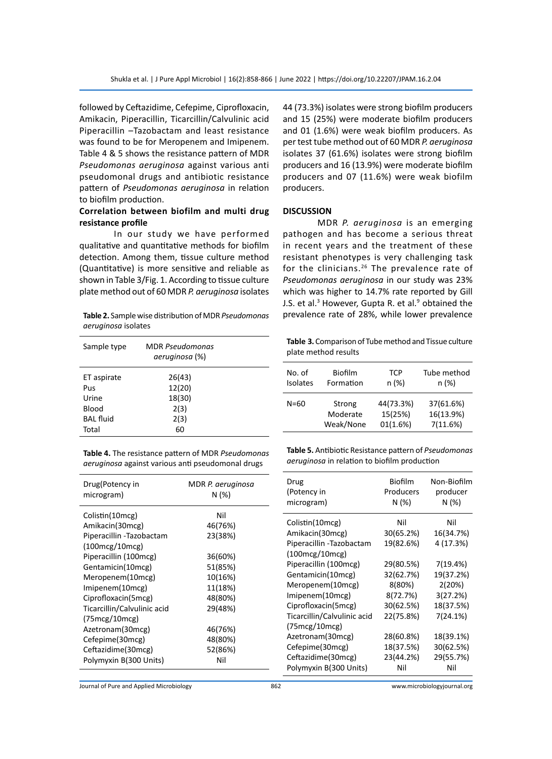followed by Ceftazidime, Cefepime, Ciprofloxacin, Amikacin, Piperacillin, Ticarcillin/Calvulinic acid Piperacillin –Tazobactam and least resistance was found to be for Meropenem and Imipenem. Table 4 & 5 shows the resistance pattern of MDR *Pseudomonas aeruginosa* against various anti pseudomonal drugs and antibiotic resistance pattern of *Pseudomonas aeruginosa* in relation to biofilm production.

### Correlation between biofilm and multi drug resistance profile

In our study we have performed qualitative and quantitative methods for biofilm detection. Among them, tissue culture method (Quantitative) is more sensitive and reliable as shown in Table 3/Fig. 1. According to tissue culture plate method out of 60 MDR *P. aeruginosa* isolates 44 (73.3%) isolates were strong biofilm producers and 15 (25%) were moderate biofilm producers and 01 (1.6%) were weak biofilm producers. As per test tube method out of 60 MDR *P. aeruginosa* isolates 37 (61.6%) isolates were strong biofilm producers and 16 (13.9%) were moderate biofilm producers and 07 (11.6%) were weak biofilm producers.

**Table 2.** Sample wise distribution of MDR *Pseudomonas aeruginosa* isolates

| Sample type | MDR *Pseudomonas aeruginosa* (%) |
|---|---|
| ET aspirate | 26(43) |
| Pus | 12(20) |
| Urine | 18(30) |
| Blood | 2(3) |
| BAL fluid | 2(3) |
| Total | 60 |

## DISCUSSION

MDR *P. aeruginosa* is an emerging pathogen and has become a serious threat in resent years and the treatment of these resistant phenotypes is very challenging task for the clinicians.[26] The prevalence rate of *Pseudomonas aeruginosa* in our study was 23% which was higher to 14.7% rate reported by Gill J.S. et al.[3] However, Gupta R. et al.[9] obtained the prevalence rate of 28%, while lower prevalence

**Table 3.** Comparison of Tube method and Tissue culture plate method results

| No. of Isolates | Biofilm Formation | TCP n (%) | Tube method n (%) |
|---|---|---|---|
| N=60 | Strong | 44(73.3%) | 37(61.6%) |
| | Moderate | 15(25%) | 16(13.9%) |
| | Weak/None | 01(1.6%) | 7(11.6%) |

**Table 4.** The resistance pattern of MDR *Pseudomonas aeruginosa* against various anti pseudomonal drugs

| Drug(Potency in microgram) | MDR *P. aeruginosa* N (%) |
|---|---|
| Colistin(10mcg) | Nil |
| Amikacin(30mcg) | 46(76%) |
| Piperacillin -Tazobactam (100mcg/10mcg) | 23(38%) |
| Piperacillin (100mcg) | 36(60%) |
| Gentamicin(10mcg) | 51(85%) |
| Meropenem(10mcg) | 10(16%) |
| Imipenem(10mcg) | 11(18%) |
| Ciprofloxacin(5mcg) | 48(80%) |
| Ticarcillin/Calvulinic acid (75mcg/10mcg) | 29(48%) |
| Azetronam(30mcg) | 46(76%) |
| Cefepime(30mcg) | 48(80%) |
| Ceftazidime(30mcg) | 52(86%) |
| Polymyxin B(300 Units) | Nil |

**Table 5.** Antibiotic Resistance pattern of *Pseudomonas aeruginosa* in relation to biofilm production

| Drug (Potency in microgram) | Biofilm Producers N (%) | Non-Biofilm producer N (%) |
|---|---|---|
| Colistin(10mcg) | Nil | Nil |
| Amikacin(30mcg) | 30(65.2%) | 16(34.7%) |
| Piperacillin -Tazobactam (100mcg/10mcg) | 19(82.6%) | 4 (17.3%) |
| Piperacillin (100mcg) | 29(80.5%) | 7(19.4%) |
| Gentamicin(10mcg) | 32(62.7%) | 19(37.2%) |
| Meropenem(10mcg) | 8(80%) | 2(20%) |
| Imipenem(10mcg) | 8(72.7%) | 3(27.2%) |
| Ciprofloxacin(5mcg) | 30(62.5%) | 18(37.5%) |
| Ticarcillin/Calvulinic acid (75mcg/10mcg) | 22(75.8%) | 7(24.1%) |
| Azetronam(30mcg) | 28(60.8%) | 18(39.1%) |
| Cefepime(30mcg) | 18(37.5%) | 30(62.5%) |
| Ceftazidime(30mcg) | 23(44.2%) | 29(55.7%) |
| Polymyxin B(300 Units) | Nil | Nil |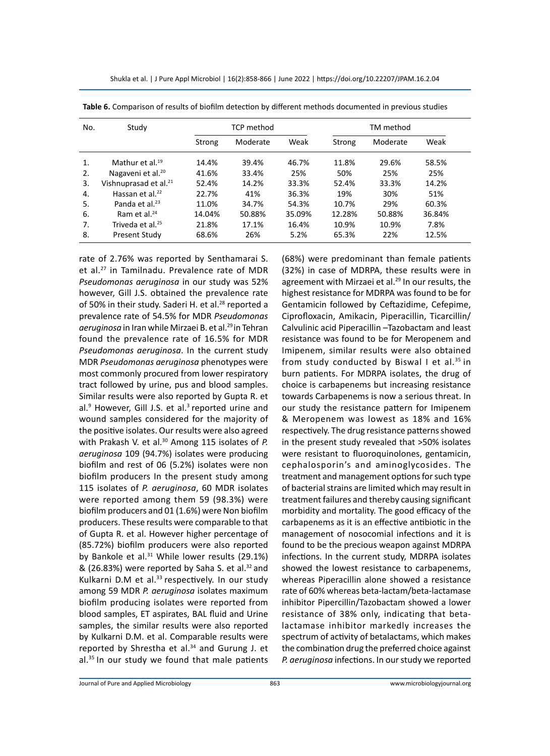**Table 6.** Comparison of results of biofilm detection by different methods documented in previous studies

| No. | Study | TCP method | | | TM method | | |
|---|---|---|---|---|---|---|---|
| | | Strong | Moderate | Weak | Strong | Moderate | Weak |
| 1. | Mathur et al.[19] | 14.4% | 39.4% | 46.7% | 11.8% | 29.6% | 58.5% |
| 2. | Nagaveni et al.[20] | 41.6% | 33.4% | 25% | 50% | 25% | 25% |
| 3. | Vishnuprasad et al.[21] | 52.4% | 14.2% | 33.3% | 52.4% | 33.3% | 14.2% |
| 4. | Hassan et al.[22] | 22.7% | 41% | 36.3% | 19% | 30% | 51% |
| 5. | Panda et al.[23] | 11.0% | 34.7% | 54.3% | 10.7% | 29% | 60.3% |
| 6. | Ram et al.[24] | 14.04% | 50.88% | 35.09% | 12.28% | 50.88% | 36.84% |
| 7. | Triveda et al.[25] | 21.8% | 17.1% | 16.4% | 10.9% | 10.9% | 7.8% |
| 8. | Present Study | 68.6% | 26% | 5.2% | 65.3% | 22% | 12.5% |

rate of 2.76% was reported by Senthamarai S. et al.[27] in Tamilnadu. Prevalence rate of MDR *Pseudomonas aeruginosa* in our study was 52% however, Gill J.S. obtained the prevalence rate of 50% in their study. Saderi H. et al.[28] reported a prevalence rate of 54.5% for MDR *Pseudomonas aeruginosa* in Iran while Mirzaei B. et al.[29] in Tehran found the prevalence rate of 16.5% for MDR *Pseudomonas aeruginosa*. In the current study MDR *Pseudomonas aeruginosa* phenotypes were most commonly procured from lower respiratory tract followed by urine, pus and blood samples. Similar results were also reported by Gupta R. et al.[9] However, Gill J.S. et al.[3] reported urine and wound samples considered for the majority of the positive isolates. Our results were also agreed with Prakash V. et al.[30] Among 115 isolates of *P. aeruginosa* 109 (94.7%) isolates were producing biofilm and rest of 06 (5.2%) isolates were non biofilm producers In the present study among 115 isolates of *P. aeruginosa*, 60 MDR isolates were reported among them 59 (98.3%) were biofilm producers and 01 (1.6%) were Non biofilm producers. These results were comparable to that of Gupta R. et al. However higher percentage of (85.72%) biofilm producers were also reported by Bankole et al.[31] While lower results (29.1%) & (26.83%) were reported by Saha S. et al.[32] and Kulkarni D.M et al.[33] respectively. In our study among 59 MDR *P. aeruginosa* isolates maximum biofilm producing isolates were reported from blood samples, ET aspirates, BAL fluid and Urine samples, the similar results were also reported by Kulkarni D.M. et al. Comparable results were reported by Shrestha et al.[34] and Gurung J. et al.[35] In our study we found that male patients (68%) were predominant than female patients (32%) in case of MDRPA, these results were in agreement with Mirzaei et al.[29] In our results, the highest resistance for MDRPA was found to be for Gentamicin followed by Ceftazidime, Cefepime, Ciprofloxacin, Amikacin, Piperacillin, Ticarcillin/ Calvulinic acid Piperacillin –Tazobactam and least resistance was found to be for Meropenem and Imipenem, similar results were also obtained from study conducted by Biswal I et al.[35] in burn patients. For MDRPA isolates, the drug of choice is carbapenems but increasing resistance towards Carbapenems is now a serious threat. In our study the resistance pattern for Imipenem & Meropenem was lowest as 18% and 16% respectively. The drug resistance patterns showed in the present study revealed that >50% isolates were resistant to fluoroquinolones, gentamicin, cephalosporin's and aminoglycosides. The treatment and management options for such type of bacterial strains are limited which may result in treatment failures and thereby causing significant morbidity and mortality. The good efficacy of the carbapenems as it is an effective antibiotic in the management of nosocomial infections and it is found to be the precious weapon against MDRPA infections. In the current study, MDRPA isolates showed the lowest resistance to carbapenems, whereas Piperacillin alone showed a resistance rate of 60% whereas beta-lactam/beta-lactamase inhibitor Pipercillin/Tazobactam showed a lower resistance of 38% only, indicating that beta-lactamase inhibitor markedly increases the spectrum of activity of betalactams, which makes the combination drug the preferred choice against *P. aeruginosa* infections. In our study we reported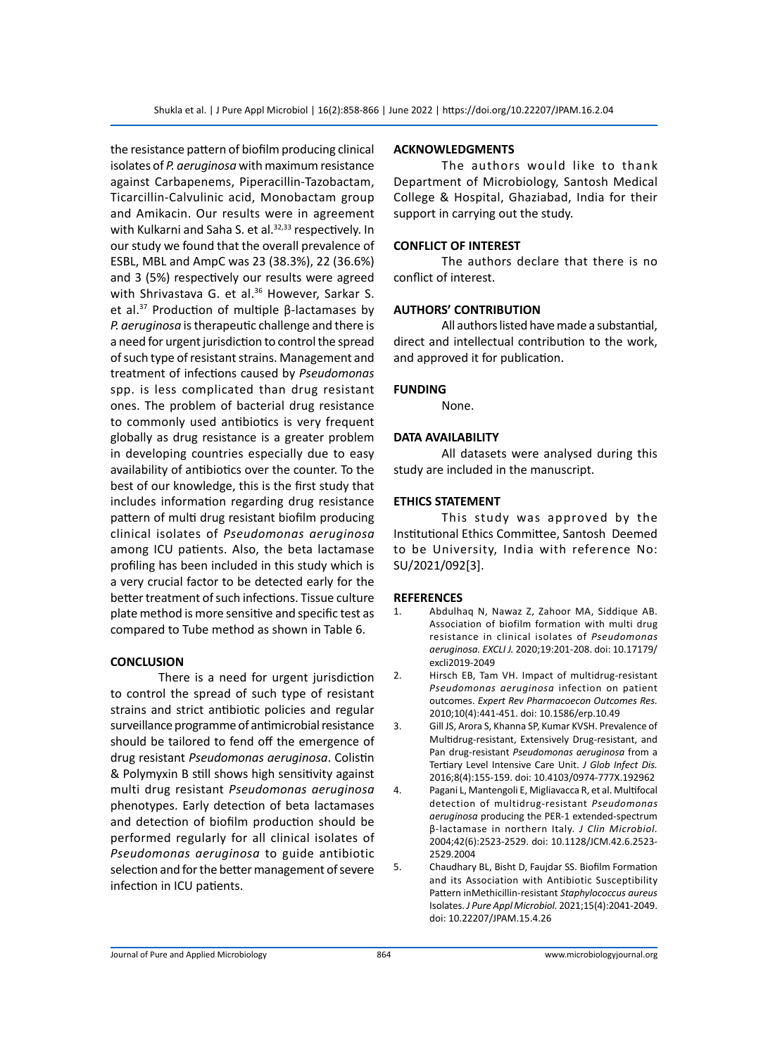the resistance pattern of biofilm producing clinical isolates of *P. aeruginosa* with maximum resistance against Carbapenems, Piperacillin-Tazobactam, Ticarcillin-Calvulinic acid, Monobactam group and Amikacin. Our results were in agreement with Kulkarni and Saha S. et al.[32,33] respectively. In our study we found that the overall prevalence of ESBL, MBL and AmpC was 23 (38.3%), 22 (36.6%) and 3 (5%) respectively our results were agreed with Shrivastava G. et al.[36] However, Sarkar S. et al.[37] Production of multiple β-lactamases by *P. aeruginosa* is therapeutic challenge and there is a need for urgent jurisdiction to control the spread of such type of resistant strains. Management and treatment of infections caused by *Pseudomonas* spp. is less complicated than drug resistant ones. The problem of bacterial drug resistance to commonly used antibiotics is very frequent globally as drug resistance is a greater problem in developing countries especially due to easy availability of antibiotics over the counter. To the best of our knowledge, this is the first study that includes information regarding drug resistance pattern of multi drug resistant biofilm producing clinical isolates of *Pseudomonas aeruginosa* among ICU patients. Also, the beta lactamase profiling has been included in this study which is a very crucial factor to be detected early for the better treatment of such infections. Tissue culture plate method is more sensitive and specific test as compared to Tube method as shown in Table 6.

## CONCLUSION

There is a need for urgent jurisdiction to control the spread of such type of resistant strains and strict antibiotic policies and regular surveillance programme of antimicrobial resistance should be tailored to fend off the emergence of drug resistant *Pseudomonas aeruginosa*. Colistin & Polymyxin B still shows high sensitivity against multi drug resistant *Pseudomonas aeruginosa* phenotypes. Early detection of beta lactamases and detection of biofilm production should be performed regularly for all clinical isolates of *Pseudomonas aeruginosa* to guide antibiotic selection and for the better management of severe infection in ICU patients.

## ACKNOWLEDGMENTS

The authors would like to thank Department of Microbiology, Santosh Medical College & Hospital, Ghaziabad, India for their support in carrying out the study.

## CONFLICT OF INTEREST

The authors declare that there is no conflict of interest.

## AUTHORS' CONTRIBUTION

All authors listed have made a substantial, direct and intellectual contribution to the work, and approved it for publication.

## FUNDING

None.

## DATA AVAILABILITY

All datasets were analysed during this study are included in the manuscript.

## ETHICS STATEMENT

This study was approved by the Institutional Ethics Committee, Santosh Deemed to be University, India with reference No: SU/2021/092[3].

## REFERENCES

1. Abdulhaq N, Nawaz Z, Zahoor MA, Siddique AB. Association of biofilm formation with multi drug resistance in clinical isolates of *Pseudomonas aeruginosa. EXCLI J.* 2020;19:201-208. doi: 10.17179/excli2019-2049
2. Hirsch EB, Tam VH. Impact of multidrug-resistant *Pseudomonas aeruginosa* infection on patient outcomes. *Expert Rev Pharmacoecon Outcomes Res.* 2010;10(4):441-451. doi: 10.1586/erp.10.49
3. Gill JS, Arora S, Khanna SP, Kumar KVSH. Prevalence of Multidrug-resistant, Extensively Drug-resistant, and Pan drug-resistant *Pseudomonas aeruginosa* from a Tertiary Level Intensive Care Unit. *J Glob Infect Dis.* 2016;8(4):155-159. doi: 10.4103/0974-777X.192962
4. Pagani L, Mantengoli E, Migliavacca R, et al. Multifocal detection of multidrug-resistant *Pseudomonas aeruginosa* producing the PER-1 extended-spectrum β-lactamase in northern Italy. *J Clin Microbiol.* 2004;42(6):2523-2529. doi: 10.1128/JCM.42.6.2523-2529.2004
5. Chaudhary BL, Bisht D, Faujdar SS. Biofilm Formation and its Association with Antibiotic Susceptibility Pattern inMethicillin-resistant *Staphylococcus aureus* Isolates. *J Pure Appl Microbiol.* 2021;15(4):2041-2049. doi: 10.22207/JPAM.15.4.26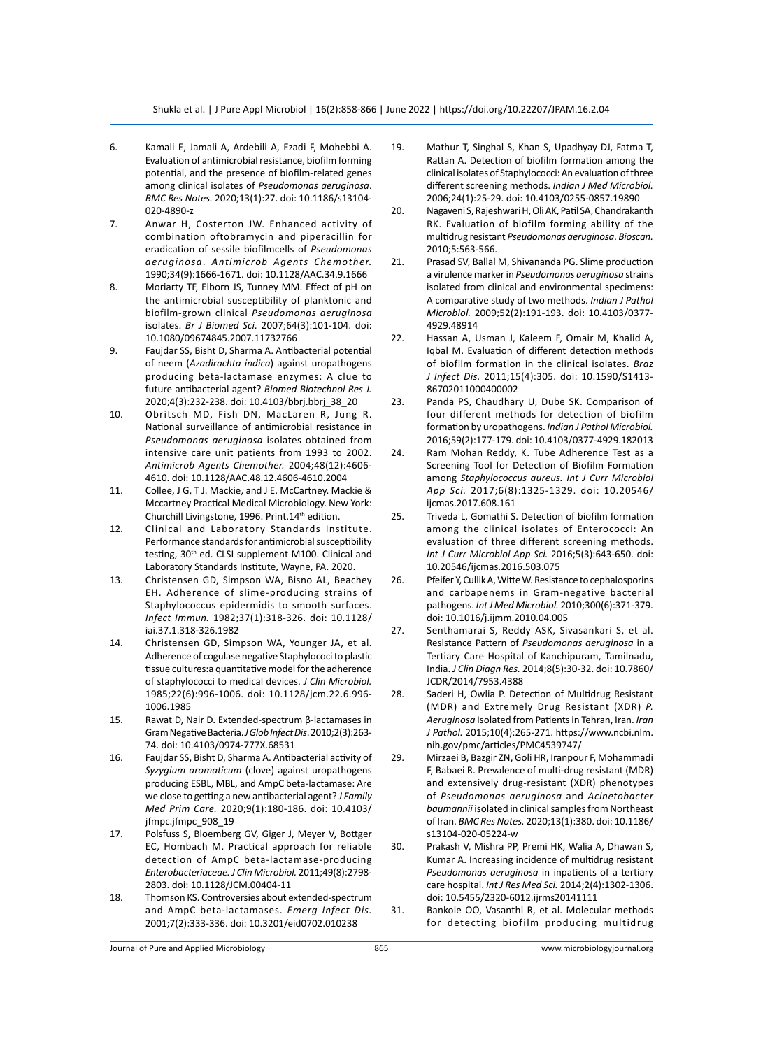6. Kamali E, Jamali A, Ardebili A, Ezadi F, Mohebbi A. Evaluation of antimicrobial resistance, biofilm forming potential, and the presence of biofilm-related genes among clinical isolates of *Pseudomonas aeruginosa*. *BMC Res Notes.* 2020;13(1):27. doi: 10.1186/s13104-020-4890-z
7. Anwar H, Costerton JW. Enhanced activity of combination oftobramycin and piperacillin for eradication of sessile biofilmcells of *Pseudomonas aeruginosa*. *Antimicrob Agents Chemother.* 1990;34(9):1666-1671. doi: 10.1128/AAC.34.9.1666
8. Moriarty TF, Elborn JS, Tunney MM. Effect of pH on the antimicrobial susceptibility of planktonic and biofilm-grown clinical *Pseudomonas aeruginosa* isolates. *Br J Biomed Sci.* 2007;64(3):101-104. doi: 10.1080/09674845.2007.11732766
9. Faujdar SS, Bisht D, Sharma A. Antibacterial potential of neem (*Azadirachta indica*) against uropathogens producing beta-lactamase enzymes: A clue to future antibacterial agent? *Biomed Biotechnol Res J.* 2020;4(3):232-238. doi: 10.4103/bbrj.bbrj_38_20
10. Obritsch MD, Fish DN, MacLaren R, Jung R. National surveillance of antimicrobial resistance in *Pseudomonas aeruginosa* isolates obtained from intensive care unit patients from 1993 to 2002. *Antimicrob Agents Chemother.* 2004;48(12):4606-4610. doi: 10.1128/AAC.48.12.4606-4610.2004
11. Collee, J G, T J. Mackie, and J E. McCartney. Mackie & Mccartney Practical Medical Microbiology. New York: Churchill Livingstone, 1996. Print.14th edition.
12. Clinical and Laboratory Standards Institute. Performance standards for antimicrobial susceptibility testing, 30th ed. CLSI supplement M100. Clinical and Laboratory Standards Institute, Wayne, PA. 2020.
13. Christensen GD, Simpson WA, Bisno AL, Beachey EH. Adherence of slime-producing strains of Staphylococcus epidermidis to smooth surfaces. *Infect Immun.* 1982;37(1):318-326. doi: 10.1128/iai.37.1.318-326.1982
14. Christensen GD, Simpson WA, Younger JA, et al. Adherence of cogulase negative Staphylococi to plastic tissue cultures:a quantitative model for the adherence of staphylococci to medical devices. *J Clin Microbiol.* 1985;22(6):996-1006. doi: 10.1128/jcm.22.6.996-1006.1985
15. Rawat D, Nair D. Extended-spectrum β-lactamases in Gram Negative Bacteria. *J Glob Infect Dis.* 2010;2(3):263-74. doi: 10.4103/0974-777X.68531
16. Faujdar SS, Bisht D, Sharma A. Antibacterial activity of *Syzygium aromaticum* (clove) against uropathogens producing ESBL, MBL, and AmpC beta-lactamase: Are we close to getting a new antibacterial agent? *J Family Med Prim Care.* 2020;9(1):180-186. doi: 10.4103/jfmpc.jfmpc_908_19
17. Polsfuss S, Bloemberg GV, Giger J, Meyer V, Bottger EC, Hombach M. Practical approach for reliable detection of AmpC beta-lactamase-producing *Enterobacteriaceae*. *J Clin Microbiol.* 2011;49(8):2798-2803. doi: 10.1128/JCM.00404-11
18. Thomson KS. Controversies about extended-spectrum and AmpC beta-lactamases. *Emerg Infect Dis.* 2001;7(2):333-336. doi: 10.3201/eid0702.010238
19. Mathur T, Singhal S, Khan S, Upadhyay DJ, Fatma T, Rattan A. Detection of biofilm formation among the clinical isolates of Staphylococci: An evaluation of three different screening methods. *Indian J Med Microbiol.* 2006;24(1):25-29. doi: 10.4103/0255-0857.19890
20. Nagaveni S, Rajeshwari H, Oli AK, Patil SA, Chandrakanth RK. Evaluation of biofilm forming ability of the multidrug resistant *Pseudomonas aeruginosa*. *Bioscan.* 2010;5:563-566.
21. Prasad SV, Ballal M, Shivananda PG. Slime production a virulence marker in *Pseudomonas aeruginosa* strains isolated from clinical and environmental specimens: A comparative study of two methods. *Indian J Pathol Microbiol.* 2009;52(2):191-193. doi: 10.4103/0377-4929.48914
22. Hassan A, Usman J, Kaleem F, Omair M, Khalid A, Iqbal M. Evaluation of different detection methods of biofilm formation in the clinical isolates. *Braz J Infect Dis.* 2011;15(4):305. doi: 10.1590/S1413-86702011000400002
23. Panda PS, Chaudhary U, Dube SK. Comparison of four different methods for detection of biofilm formation by uropathogens. *Indian J Pathol Microbiol.* 2016;59(2):177-179. doi: 10.4103/0377-4929.182013
24. Ram Mohan Reddy, K. Tube Adherence Test as a Screening Tool for Detection of Biofilm Formation among *Staphylococcus aureus*. *Int J Curr Microbiol App Sci.* 2017;6(8):1325-1329. doi: 10.20546/ijcmas.2017.608.161
25. Triveda L, Gomathi S. Detection of biofilm formation among the clinical isolates of Enterococci: An evaluation of three different screening methods. *Int J Curr Microbiol App Sci.* 2016;5(3):643-650. doi: 10.20546/ijcmas.2016.503.075
26. Pfeifer Y, Cullik A, Witte W. Resistance to cephalosporins and carbapenems in Gram-negative bacterial pathogens. *Int J Med Microbiol.* 2010;300(6):371-379. doi: 10.1016/j.ijmm.2010.04.005
27. Senthamarai S, Reddy ASK, Sivasankari S, et al. Resistance Pattern of *Pseudomonas aeruginosa* in a Tertiary Care Hospital of Kanchipuram, Tamilnadu, India. *J Clin Diagn Res.* 2014;8(5):30-32. doi: 10.7860/JCDR/2014/7953.4388
28. Saderi H, Owlia P. Detection of Multidrug Resistant (MDR) and Extremely Drug Resistant (XDR) *P. Aeruginosa* Isolated from Patients in Tehran, Iran. *Iran J Pathol.* 2015;10(4):265-271. https://www.ncbi.nlm.nih.gov/pmc/articles/PMC4539747/
29. Mirzaei B, Bazgir ZN, Goli HR, Iranpour F, Mohammadi F, Babaei R. Prevalence of multi-drug resistant (MDR) and extensively drug-resistant (XDR) phenotypes of *Pseudomonas aeruginosa* and *Acinetobacter baumannii* isolated in clinical samples from Northeast of Iran. *BMC Res Notes.* 2020;13(1):380. doi: 10.1186/s13104-020-05224-w
30. Prakash V, Mishra PP, Premi HK, Walia A, Dhawan S, Kumar A. Increasing incidence of multidrug resistant *Pseudomonas aeruginosa* in inpatients of a tertiary care hospital. *Int J Res Med Sci.* 2014;2(4):1302-1306. doi: 10.5455/2320-6012.ijrms20141111
31. Bankole OO, Vasanthi R, et al. Molecular methods for detecting biofilm producing multidrug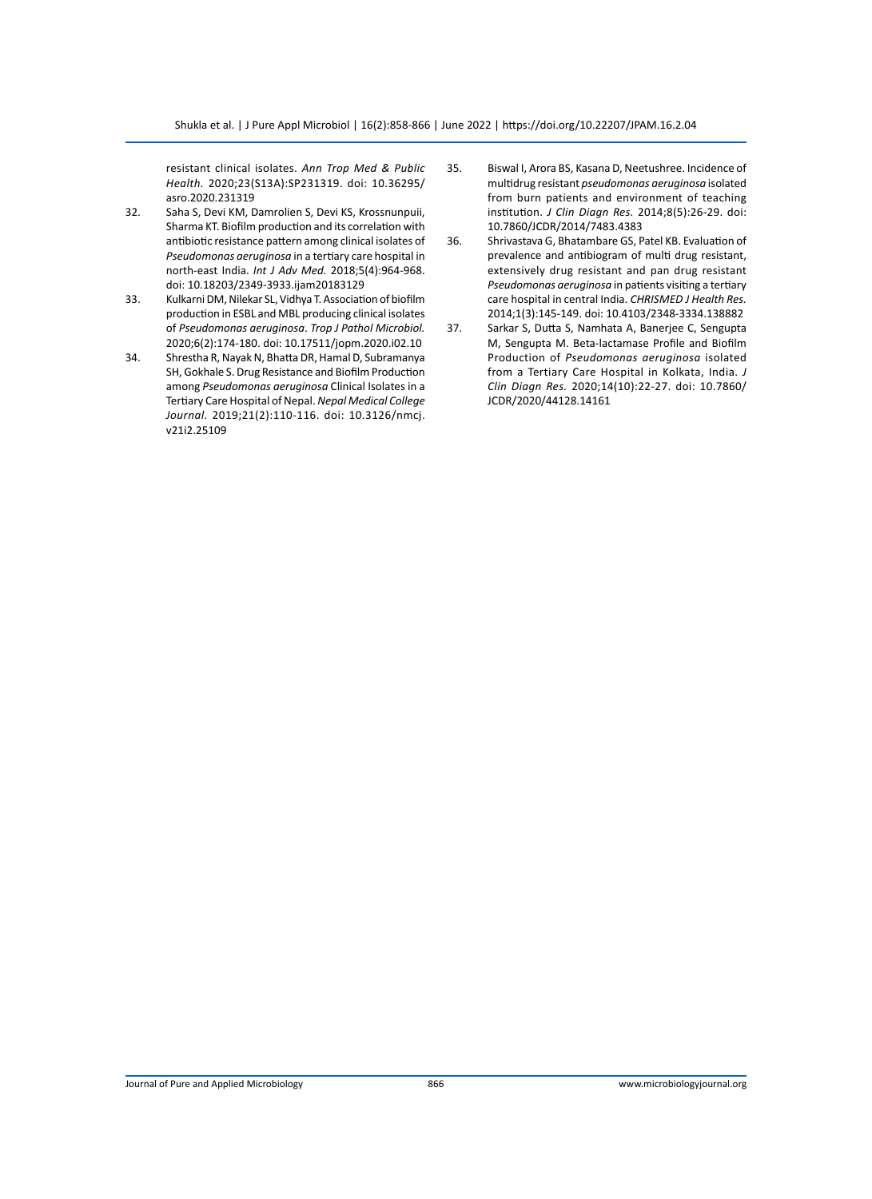resistant clinical isolates. *Ann Trop Med & Public Health.* 2020;23(S13A):SP231319. doi: 10.36295/asro.2020.231319

32. Saha S, Devi KM, Damrolien S, Devi KS, Krossnunpuii, Sharma KT. Biofilm production and its correlation with antibiotic resistance pattern among clinical isolates of *Pseudomonas aeruginosa* in a tertiary care hospital in north-east India. *Int J Adv Med.* 2018;5(4):964-968. doi: 10.18203/2349-3933.ijam20183129
33. Kulkarni DM, Nilekar SL, Vidhya T. Association of biofilm production in ESBL and MBL producing clinical isolates of *Pseudomonas aeruginosa*. *Trop J Pathol Microbiol.* 2020;6(2):174-180. doi: 10.17511/jopm.2020.i02.10
34. Shrestha R, Nayak N, Bhatta DR, Hamal D, Subramanya SH, Gokhale S. Drug Resistance and Biofilm Production among *Pseudomonas aeruginosa* Clinical Isolates in a Tertiary Care Hospital of Nepal. *Nepal Medical College Journal.* 2019;21(2):110-116. doi: 10.3126/nmcj.v21i2.25109
35. Biswal I, Arora BS, Kasana D, Neetushree. Incidence of multidrug resistant *pseudomonas aeruginosa* isolated from burn patients and environment of teaching institution. *J Clin Diagn Res.* 2014;8(5):26-29. doi: 10.7860/JCDR/2014/7483.4383
36. Shrivastava G, Bhatambare GS, Patel KB. Evaluation of prevalence and antibiogram of multi drug resistant, extensively drug resistant and pan drug resistant *Pseudomonas aeruginosa* in patients visiting a tertiary care hospital in central India. *CHRISMED J Health Res.* 2014;1(3):145-149. doi: 10.4103/2348-3334.138882
37. Sarkar S, Dutta S, Namhata A, Banerjee C, Sengupta M, Sengupta M. Beta-lactamase Profile and Biofilm Production of *Pseudomonas aeruginosa* isolated from a Tertiary Care Hospital in Kolkata, India. *J Clin Diagn Res.* 2020;14(10):22-27. doi: 10.7860/JCDR/2020/44128.14161